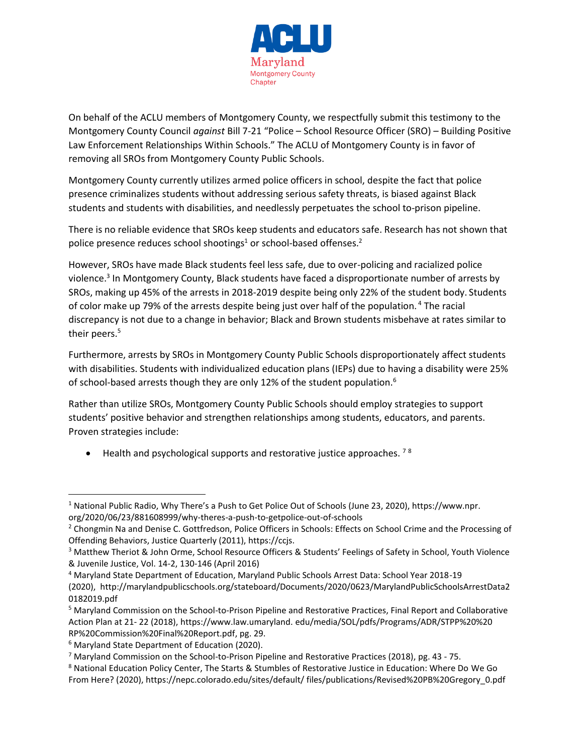ACLU Maryland Montgomery County Chapter

On behalf of the ACLU members of Montgomery County, we respectfully submit this testimony to the Montgomery County Council *against* Bill 7-21 "Police – School Resource Officer (SRO) – Building Positive Law Enforcement Relationships Within Schools." The ACLU of Montgomery County is in favor of removing all SROs from Montgomery County Public Schools.

Montgomery County currently utilizes armed police officers in school, despite the fact that police presence criminalizes students without addressing serious safety threats, is biased against Black students and students with disabilities, and needlessly perpetuates the school to-prison pipeline.

There is no reliable evidence that SROs keep students and educators safe. Research has not shown that police presence reduces school shootings[1] or school-based offenses.[2]

However, SROs have made Black students feel less safe, due to over-policing and racialized police violence.[3] In Montgomery County, Black students have faced a disproportionate number of arrests by SROs, making up 45% of the arrests in 2018-2019 despite being only 22% of the student body. Students of color make up 79% of the arrests despite being just over half of the population.[4] The racial discrepancy is not due to a change in behavior; Black and Brown students misbehave at rates similar to their peers.[5]

Furthermore, arrests by SROs in Montgomery County Public Schools disproportionately affect students with disabilities. Students with individualized education plans (IEPs) due to having a disability were 25% of school-based arrests though they are only 12% of the student population.[6]

Rather than utilize SROs, Montgomery County Public Schools should employ strategies to support students' positive behavior and strengthen relationships among students, educators, and parents. Proven strategies include:

- Health and psychological supports and restorative justice approaches.[7] [8]

---

[1] National Public Radio, Why There's a Push to Get Police Out of Schools (June 23, 2020), https://www.npr.org/2020/06/23/881608999/why-theres-a-push-to-getpolice-out-of-schools

[2] Chongmin Na and Denise C. Gottfredson, Police Officers in Schools: Effects on School Crime and the Processing of Offending Behaviors, Justice Quarterly (2011), https://ccjs.

[3] Matthew Theriot & John Orme, School Resource Officers & Students' Feelings of Safety in School, Youth Violence & Juvenile Justice, Vol. 14-2, 130-146 (April 2016)

[4] Maryland State Department of Education, Maryland Public Schools Arrest Data: School Year 2018-19 (2020), http://marylandpublicschools.org/stateboard/Documents/2020/0623/MarylandPublicSchoolsArrestData20182019.pdf

[5] Maryland Commission on the School-to-Prison Pipeline and Restorative Practices, Final Report and Collaborative Action Plan at 21- 22 (2018), https://www.law.umaryland. edu/media/SOL/pdfs/Programs/ADR/STPP%20%20RP%20Commission%20Final%20Report.pdf, pg. 29.

[6] Maryland State Department of Education (2020).

[7] Maryland Commission on the School-to-Prison Pipeline and Restorative Practices (2018), pg. 43 - 75.

[8] National Education Policy Center, The Starts & Stumbles of Restorative Justice in Education: Where Do We Go From Here? (2020), https://nepc.colorado.edu/sites/default/ files/publications/Revised%20PB%20Gregory_0.pdf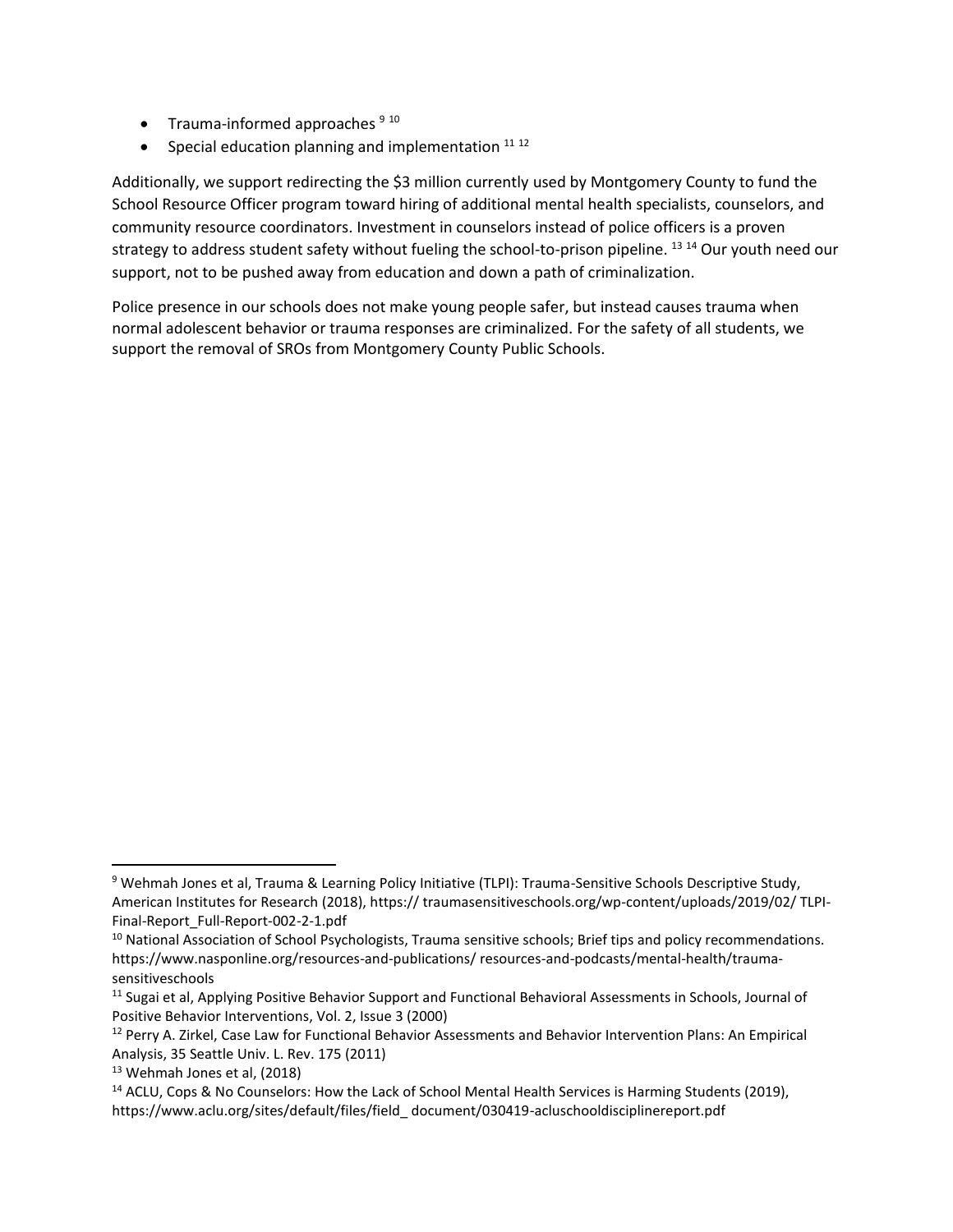- Trauma-informed approaches [9] [10]
- Special education planning and implementation [11] [12]

Additionally, we support redirecting the $3 million currently used by Montgomery County to fund the School Resource Officer program toward hiring of additional mental health specialists, counselors, and community resource coordinators. Investment in counselors instead of police officers is a proven strategy to address student safety without fueling the school-to-prison pipeline. [13] [14] Our youth need our support, not to be pushed away from education and down a path of criminalization.

Police presence in our schools does not make young people safer, but instead causes trauma when normal adolescent behavior or trauma responses are criminalized. For the safety of all students, we support the removal of SROs from Montgomery County Public Schools.

---

[9] Wehmah Jones et al, Trauma & Learning Policy Initiative (TLPI): Trauma-Sensitive Schools Descriptive Study, American Institutes for Research (2018), https:// traumasensitiveschools.org/wp-content/uploads/2019/02/ TLPI-Final-Report_Full-Report-002-2-1.pdf

[10] National Association of School Psychologists, Trauma sensitive schools; Brief tips and policy recommendations. https://www.nasponline.org/resources-and-publications/ resources-and-podcasts/mental-health/trauma-sensitiveschools

[11] Sugai et al, Applying Positive Behavior Support and Functional Behavioral Assessments in Schools, Journal of Positive Behavior Interventions, Vol. 2, Issue 3 (2000)

[12] Perry A. Zirkel, Case Law for Functional Behavior Assessments and Behavior Intervention Plans: An Empirical Analysis, 35 Seattle Univ. L. Rev. 175 (2011)

[13] Wehmah Jones et al, (2018)

[14] ACLU, Cops & No Counselors: How the Lack of School Mental Health Services is Harming Students (2019), https://www.aclu.org/sites/default/files/field_ document/030419-acluschooldisciplinereport.pdf